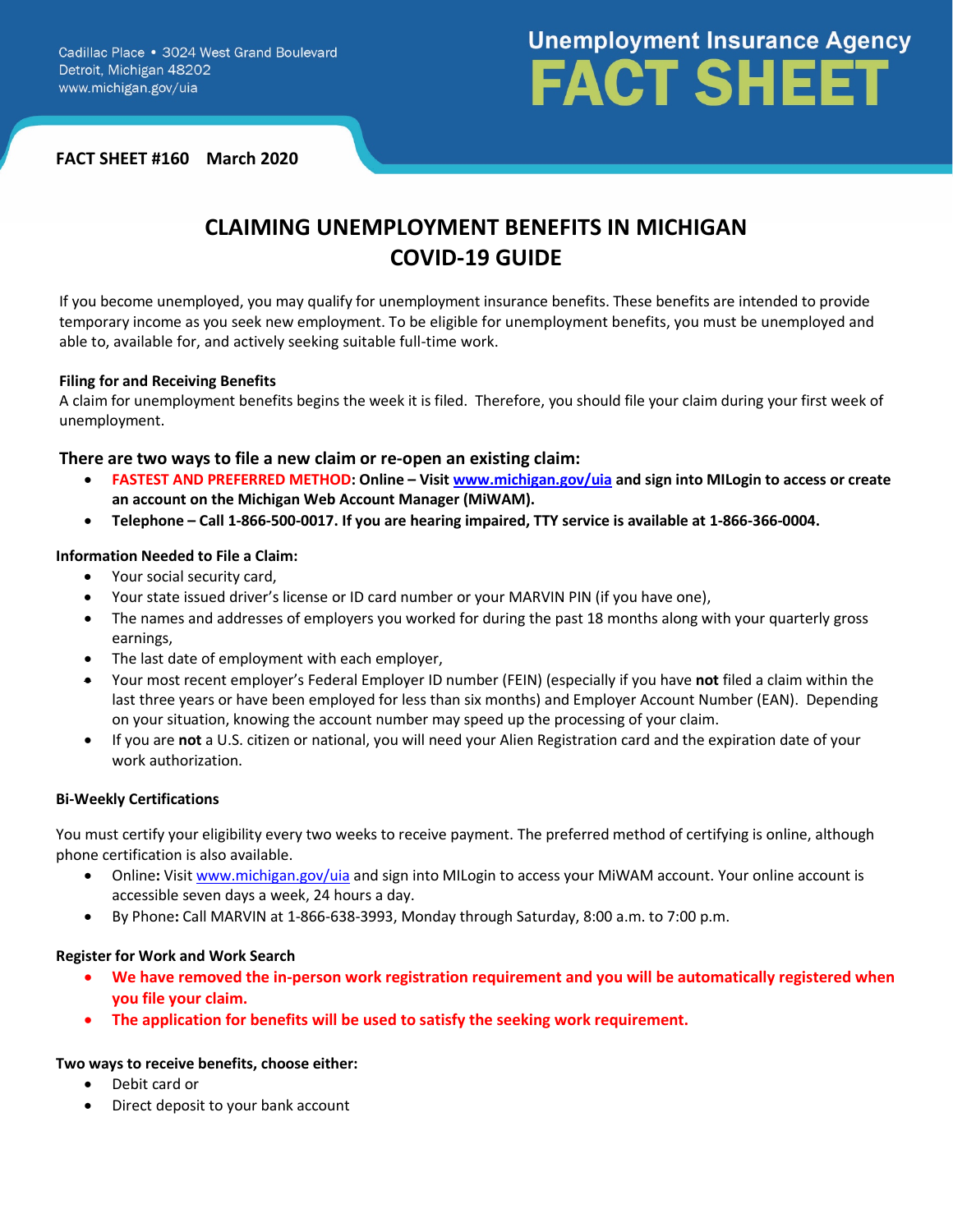Cadillac Place • 3024 West Grand Boulevard
Detroit, Michigan 48202
www.michigan.gov/uia

**Unemployment Insurance Agency**
# FACT SHEET

**FACT SHEET #160 March 2020**

## CLAIMING UNEMPLOYMENT BENEFITS IN MICHIGAN
## COVID-19 GUIDE

If you become unemployed, you may qualify for unemployment insurance benefits. These benefits are intended to provide temporary income as you seek new employment. To be eligible for unemployment benefits, you must be unemployed and able to, available for, and actively seeking suitable full-time work.

**Filing for and Receiving Benefits**

A claim for unemployment benefits begins the week it is filed. Therefore, you should file your claim during your first week of unemployment.

### There are two ways to file a new claim or re-open an existing claim:

- **FASTEST AND PREFERRED METHOD: Online – Visit [www.michigan.gov/uia](www.michigan.gov/uia) and sign into MILogin to access or create an account on the Michigan Web Account Manager (MiWAM).**
- **Telephone – Call 1-866-500-0017. If you are hearing impaired, TTY service is available at 1-866-366-0004.**

**Information Needed to File a Claim:**

- Your social security card,
- Your state issued driver's license or ID card number or your MARVIN PIN (if you have one),
- The names and addresses of employers you worked for during the past 18 months along with your quarterly gross earnings,
- The last date of employment with each employer,
- Your most recent employer's Federal Employer ID number (FEIN) (especially if you have **not** filed a claim within the last three years or have been employed for less than six months) and Employer Account Number (EAN). Depending on your situation, knowing the account number may speed up the processing of your claim.
- If you are **not** a U.S. citizen or national, you will need your Alien Registration card and the expiration date of your work authorization.

**Bi-Weekly Certifications**

You must certify your eligibility every two weeks to receive payment. The preferred method of certifying is online, although phone certification is also available.

- Online**:** Visit [www.michigan.gov/uia](www.michigan.gov/uia) and sign into MILogin to access your MiWAM account. Your online account is accessible seven days a week, 24 hours a day.
- By Phone**:** Call MARVIN at 1-866-638-3993, Monday through Saturday, 8:00 a.m. to 7:00 p.m.

**Register for Work and Work Search**

- **We have removed the in-person work registration requirement and you will be automatically registered when you file your claim.**
- **The application for benefits will be used to satisfy the seeking work requirement.**

**Two ways to receive benefits, choose either:**

- Debit card or
- Direct deposit to your bank account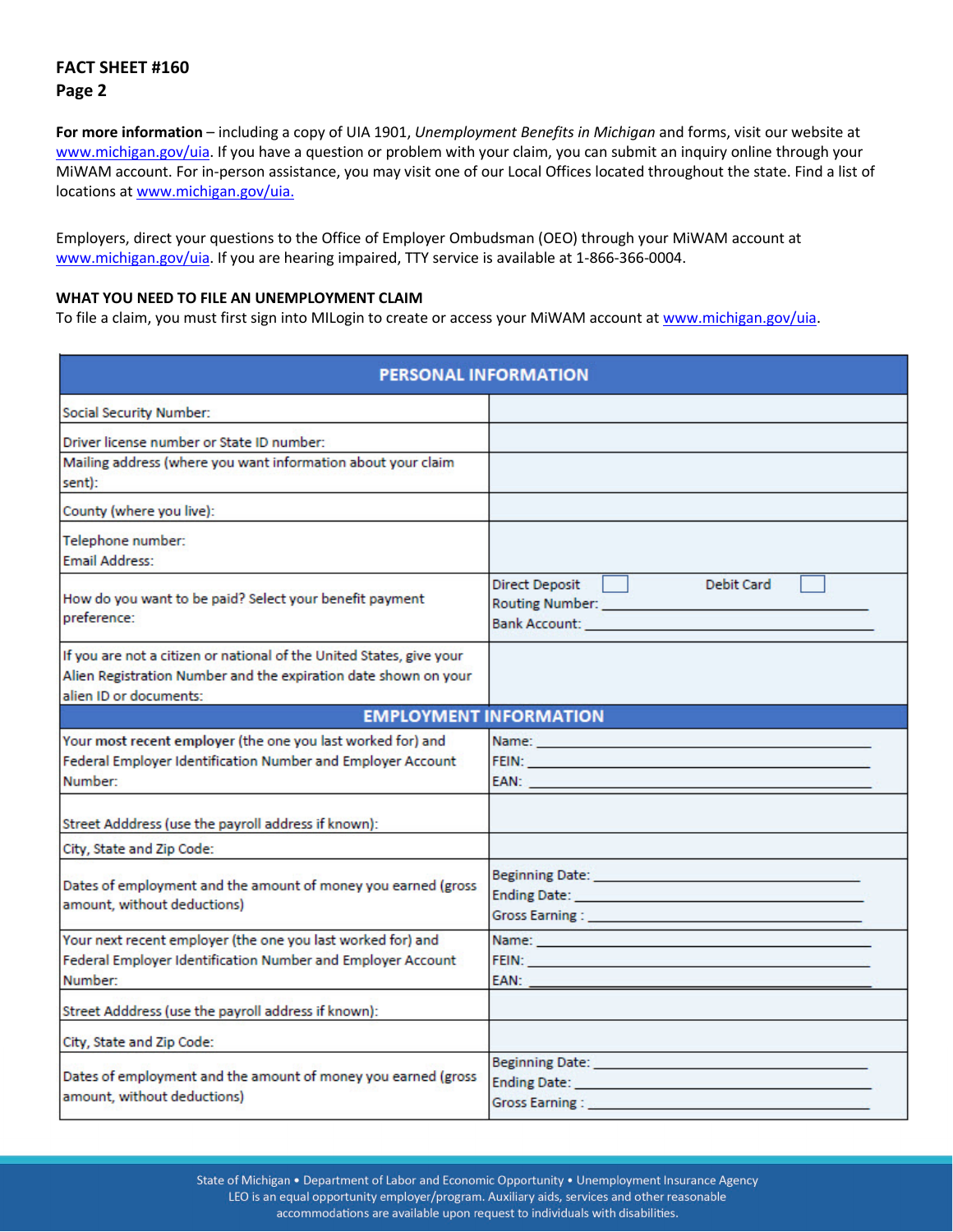**FACT SHEET #160**
**Page 2**

**For more information** – including a copy of UIA 1901, *Unemployment Benefits in Michigan* and forms, visit our website at www.michigan.gov/uia. If you have a question or problem with your claim, you can submit an inquiry online through your MiWAM account. For in-person assistance, you may visit one of our Local Offices located throughout the state. Find a list of locations at www.michigan.gov/uia.

Employers, direct your questions to the Office of Employer Ombudsman (OEO) through your MiWAM account at www.michigan.gov/uia. If you are hearing impaired, TTY service is available at 1-866-366-0004.

**WHAT YOU NEED TO FILE AN UNEMPLOYMENT CLAIM**

To file a claim, you must first sign into MILogin to create or access your MiWAM account at www.michigan.gov/uia.

| PERSONAL INFORMATION | |
|---|---|
| Social Security Number: | |
| Driver license number or State ID number: | |
| Mailing address (where you want information about your claim sent): | |
| County (where you live): | |
| Telephone number:<br>Email Address: | |
| How do you want to be paid? Select your benefit payment preference: | Direct Deposit ☐ Debit Card ☐<br>Routing Number: ______<br>Bank Account: ______ |
| If you are not a citizen or national of the United States, give your Alien Registration Number and the expiration date shown on your alien ID or documents: | |
| **EMPLOYMENT INFORMATION** | |
| Your **most recent employer** (the one you last worked for) and Federal Employer Identification Number and Employer Account Number: | Name: ______<br>FEIN: ______<br>EAN: ______ |
| Street Adddress (use the payroll address if known): | |
| City, State and Zip Code: | |
| Dates of employment and the amount of money you earned (gross amount, without deductions) | Beginning Date: ______<br>Ending Date: ______<br>Gross Earning : ______ |
| Your next recent employer (the one you last worked for) and Federal Employer Identification Number and Employer Account Number: | Name: ______<br>FEIN: ______<br>EAN: ______ |
| Street Adddress (use the payroll address if known): | |
| City, State and Zip Code: | |
| Dates of employment and the amount of money you earned (gross amount, without deductions) | Beginning Date: ______<br>Ending Date: ______<br>Gross Earning : ______ |

State of Michigan • Department of Labor and Economic Opportunity • Unemployment Insurance Agency
LEO is an equal opportunity employer/program. Auxiliary aids, services and other reasonable accommodations are available upon request to individuals with disabilities.